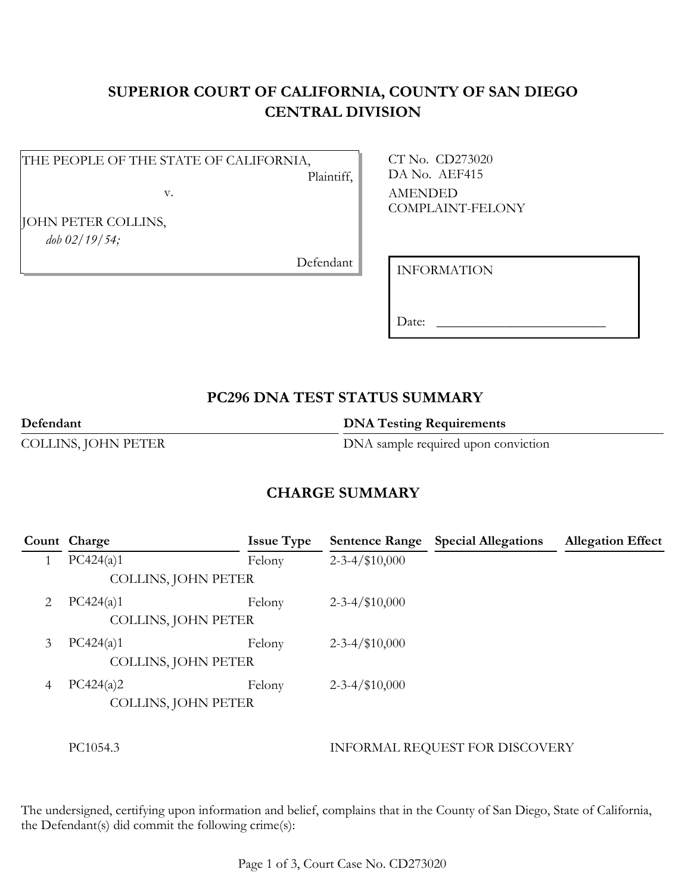# SUPERIOR COURT OF CALIFORNIA, COUNTY OF SAN DIEGO
# CENTRAL DIVISION

| | |
|---|---|
| THE PEOPLE OF THE STATE OF CALIFORNIA, Plaintiff,<br><br>v.<br><br>JOHN PETER COLLINS,<br>*dob 02/19/54;*<br><br>Defendant | CT No. CD273020<br>DA No. AEF415<br>AMENDED<br>COMPLAINT-FELONY |

INFORMATION

Date: ________________________

## PC296 DNA TEST STATUS SUMMARY

| Defendant | DNA Testing Requirements |
|---|---|
| COLLINS, JOHN PETER | DNA sample required upon conviction |

## CHARGE SUMMARY

| Count | Charge | Issue Type | Sentence Range | Special Allegations | Allegation Effect |
|---|---|---|---|---|---|
| 1 | PC424(a)1<br>COLLINS, JOHN PETER | Felony | 2-3-4/$10,000 | | |
| 2 | PC424(a)1<br>COLLINS, JOHN PETER | Felony | 2-3-4/$10,000 | | |
| 3 | PC424(a)1<br>COLLINS, JOHN PETER | Felony | 2-3-4/$10,000 | | |
| 4 | PC424(a)2<br>COLLINS, JOHN PETER | Felony | 2-3-4/$10,000 | | |

PC1054.3 INFORMAL REQUEST FOR DISCOVERY

The undersigned, certifying upon information and belief, complains that in the County of San Diego, State of California, the Defendant(s) did commit the following crime(s):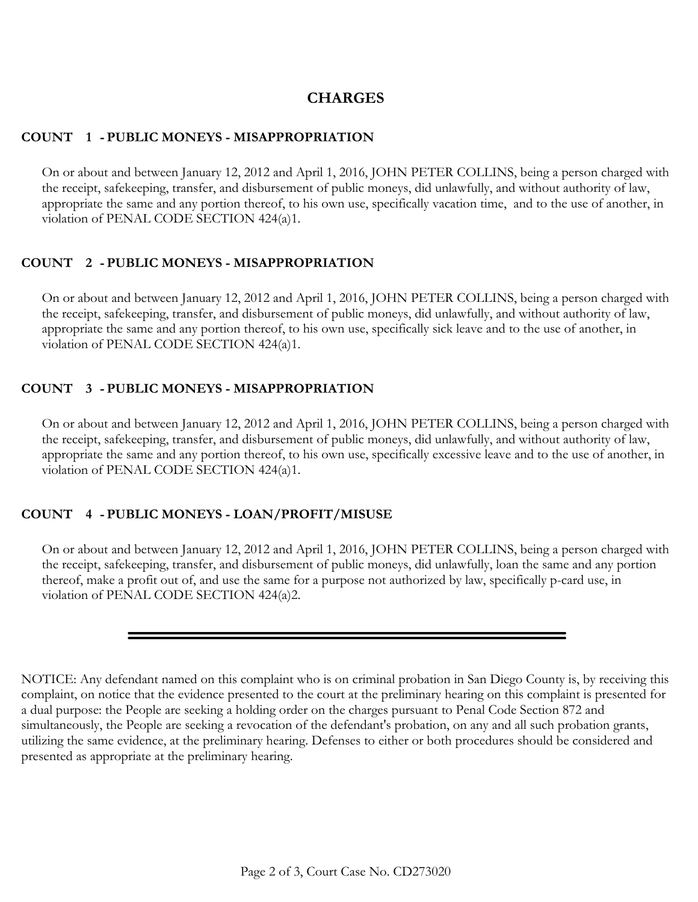## CHARGES

### COUNT 1 - PUBLIC MONEYS - MISAPPROPRIATION

On or about and between January 12, 2012 and April 1, 2016, JOHN PETER COLLINS, being a person charged with the receipt, safekeeping, transfer, and disbursement of public moneys, did unlawfully, and without authority of law, appropriate the same and any portion thereof, to his own use, specifically vacation time, and to the use of another, in violation of PENAL CODE SECTION 424(a)1.

### COUNT 2 - PUBLIC MONEYS - MISAPPROPRIATION

On or about and between January 12, 2012 and April 1, 2016, JOHN PETER COLLINS, being a person charged with the receipt, safekeeping, transfer, and disbursement of public moneys, did unlawfully, and without authority of law, appropriate the same and any portion thereof, to his own use, specifically sick leave and to the use of another, in violation of PENAL CODE SECTION 424(a)1.

### COUNT 3 - PUBLIC MONEYS - MISAPPROPRIATION

On or about and between January 12, 2012 and April 1, 2016, JOHN PETER COLLINS, being a person charged with the receipt, safekeeping, transfer, and disbursement of public moneys, did unlawfully, and without authority of law, appropriate the same and any portion thereof, to his own use, specifically excessive leave and to the use of another, in violation of PENAL CODE SECTION 424(a)1.

### COUNT 4 - PUBLIC MONEYS - LOAN/PROFIT/MISUSE

On or about and between January 12, 2012 and April 1, 2016, JOHN PETER COLLINS, being a person charged with the receipt, safekeeping, transfer, and disbursement of public moneys, did unlawfully, loan the same and any portion thereof, make a profit out of, and use the same for a purpose not authorized by law, specifically p-card use, in violation of PENAL CODE SECTION 424(a)2.

---

NOTICE: Any defendant named on this complaint who is on criminal probation in San Diego County is, by receiving this complaint, on notice that the evidence presented to the court at the preliminary hearing on this complaint is presented for a dual purpose: the People are seeking a holding order on the charges pursuant to Penal Code Section 872 and simultaneously, the People are seeking a revocation of the defendant's probation, on any and all such probation grants, utilizing the same evidence, at the preliminary hearing. Defenses to either or both procedures should be considered and presented as appropriate at the preliminary hearing.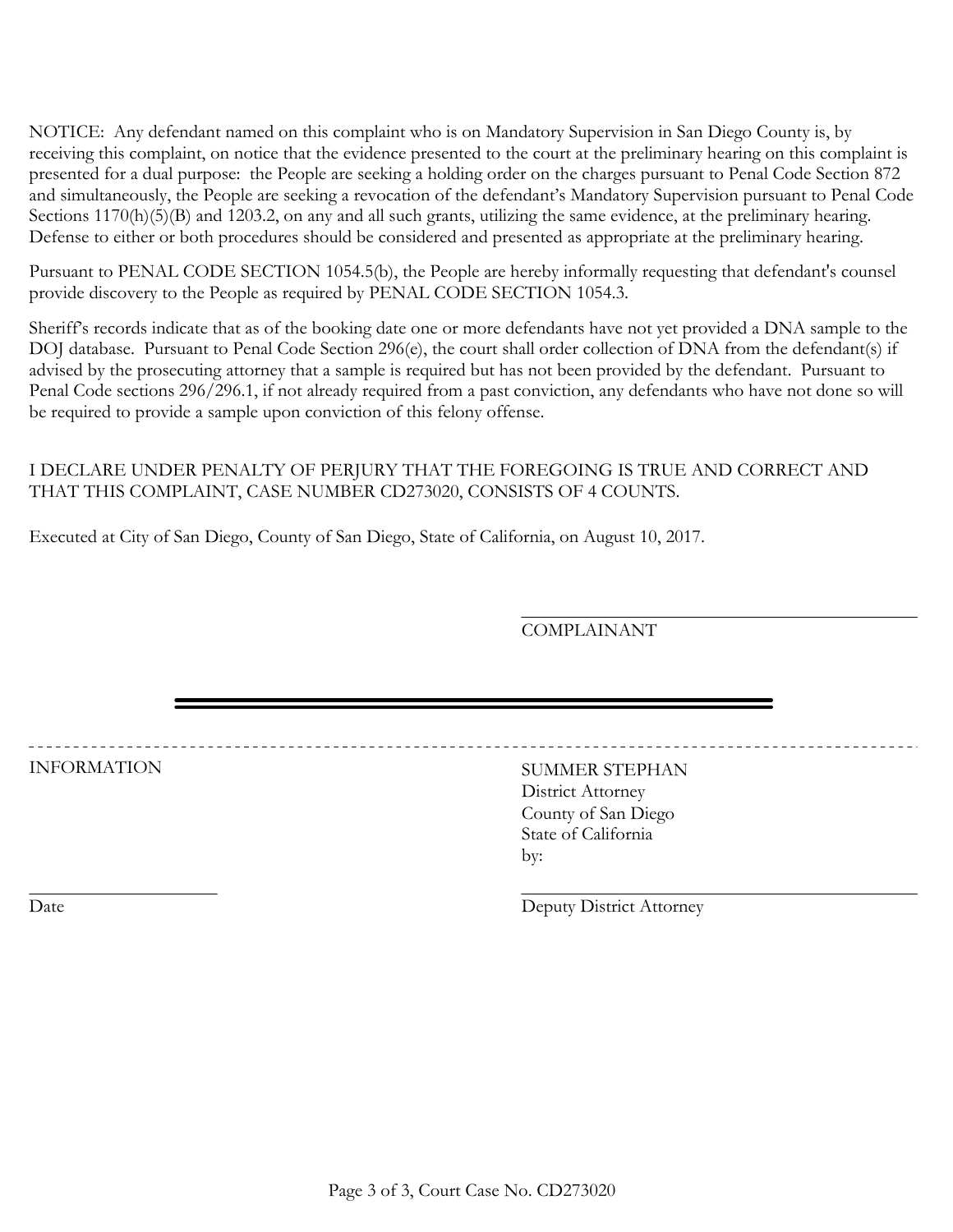NOTICE: Any defendant named on this complaint who is on Mandatory Supervision in San Diego County is, by receiving this complaint, on notice that the evidence presented to the court at the preliminary hearing on this complaint is presented for a dual purpose: the People are seeking a holding order on the charges pursuant to Penal Code Section 872 and simultaneously, the People are seeking a revocation of the defendant's Mandatory Supervision pursuant to Penal Code Sections 1170(h)(5)(B) and 1203.2, on any and all such grants, utilizing the same evidence, at the preliminary hearing. Defense to either or both procedures should be considered and presented as appropriate at the preliminary hearing.

Pursuant to PENAL CODE SECTION 1054.5(b), the People are hereby informally requesting that defendant's counsel provide discovery to the People as required by PENAL CODE SECTION 1054.3.

Sheriff's records indicate that as of the booking date one or more defendants have not yet provided a DNA sample to the DOJ database. Pursuant to Penal Code Section 296(e), the court shall order collection of DNA from the defendant(s) if advised by the prosecuting attorney that a sample is required but has not been provided by the defendant. Pursuant to Penal Code sections 296/296.1, if not already required from a past conviction, any defendants who have not done so will be required to provide a sample upon conviction of this felony offense.

I DECLARE UNDER PENALTY OF PERJURY THAT THE FOREGOING IS TRUE AND CORRECT AND THAT THIS COMPLAINT, CASE NUMBER CD273020, CONSISTS OF 4 COUNTS.

Executed at City of San Diego, County of San Diego, State of California, on August 10, 2017.

\_\_\_\_\_\_\_\_\_\_\_\_\_\_\_\_\_\_\_\_\_\_\_\_\_\_\_\_\_\_\_\_\_\_\_\_\_\_

COMPLAINANT

---

INFORMATION

SUMMER STEPHAN
District Attorney
County of San Diego
State of California
by:

\_\_\_\_\_\_\_\_\_\_\_\_\_\_\_\_\_\_\_\_

Date

\_\_\_\_\_\_\_\_\_\_\_\_\_\_\_\_\_\_\_\_\_\_\_\_\_\_\_\_\_\_\_\_\_\_\_\_\_\_

Deputy District Attorney